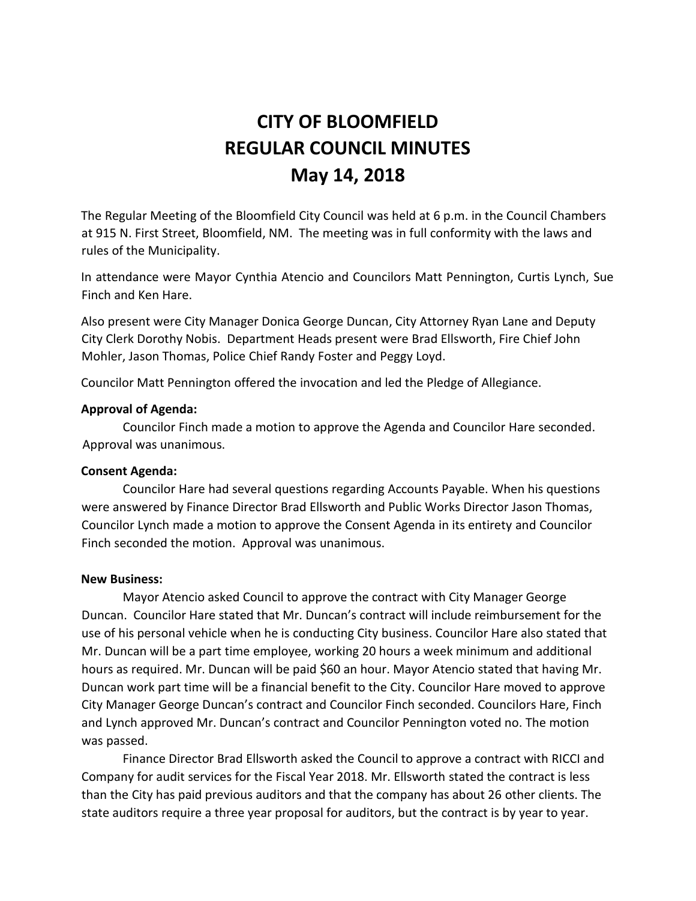# CITY OF BLOOMFIELD
# REGULAR COUNCIL MINUTES
# May 14, 2018

The Regular Meeting of the Bloomfield City Council was held at 6 p.m. in the Council Chambers at 915 N. First Street, Bloomfield, NM. The meeting was in full conformity with the laws and rules of the Municipality.

In attendance were Mayor Cynthia Atencio and Councilors Matt Pennington, Curtis Lynch, Sue Finch and Ken Hare.

Also present were City Manager Donica George Duncan, City Attorney Ryan Lane and Deputy City Clerk Dorothy Nobis. Department Heads present were Brad Ellsworth, Fire Chief John Mohler, Jason Thomas, Police Chief Randy Foster and Peggy Loyd.

Councilor Matt Pennington offered the invocation and led the Pledge of Allegiance.

**Approval of Agenda:**

Councilor Finch made a motion to approve the Agenda and Councilor Hare seconded. Approval was unanimous.

**Consent Agenda:**

Councilor Hare had several questions regarding Accounts Payable. When his questions were answered by Finance Director Brad Ellsworth and Public Works Director Jason Thomas, Councilor Lynch made a motion to approve the Consent Agenda in its entirety and Councilor Finch seconded the motion. Approval was unanimous.

**New Business:**

Mayor Atencio asked Council to approve the contract with City Manager George Duncan. Councilor Hare stated that Mr. Duncan's contract will include reimbursement for the use of his personal vehicle when he is conducting City business. Councilor Hare also stated that Mr. Duncan will be a part time employee, working 20 hours a week minimum and additional hours as required. Mr. Duncan will be paid $60 an hour. Mayor Atencio stated that having Mr. Duncan work part time will be a financial benefit to the City. Councilor Hare moved to approve City Manager George Duncan's contract and Councilor Finch seconded. Councilors Hare, Finch and Lynch approved Mr. Duncan's contract and Councilor Pennington voted no. The motion was passed.

Finance Director Brad Ellsworth asked the Council to approve a contract with RICCI and Company for audit services for the Fiscal Year 2018. Mr. Ellsworth stated the contract is less than the City has paid previous auditors and that the company has about 26 other clients. The state auditors require a three year proposal for auditors, but the contract is by year to year.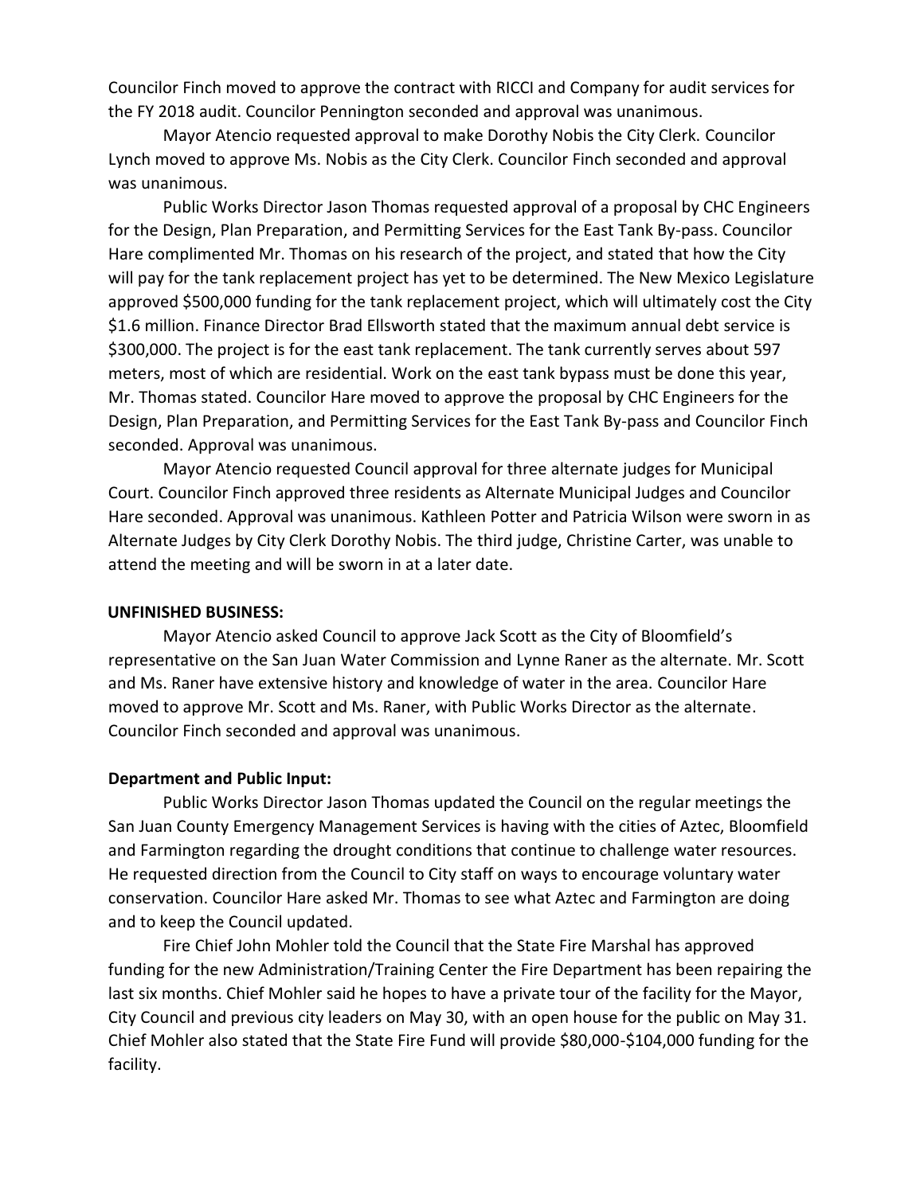Councilor Finch moved to approve the contract with RICCI and Company for audit services for the FY 2018 audit. Councilor Pennington seconded and approval was unanimous.

Mayor Atencio requested approval to make Dorothy Nobis the City Clerk. Councilor Lynch moved to approve Ms. Nobis as the City Clerk. Councilor Finch seconded and approval was unanimous.

Public Works Director Jason Thomas requested approval of a proposal by CHC Engineers for the Design, Plan Preparation, and Permitting Services for the East Tank By-pass. Councilor Hare complimented Mr. Thomas on his research of the project, and stated that how the City will pay for the tank replacement project has yet to be determined. The New Mexico Legislature approved $500,000 funding for the tank replacement project, which will ultimately cost the City $1.6 million. Finance Director Brad Ellsworth stated that the maximum annual debt service is $300,000. The project is for the east tank replacement. The tank currently serves about 597 meters, most of which are residential. Work on the east tank bypass must be done this year, Mr. Thomas stated. Councilor Hare moved to approve the proposal by CHC Engineers for the Design, Plan Preparation, and Permitting Services for the East Tank By-pass and Councilor Finch seconded. Approval was unanimous.

Mayor Atencio requested Council approval for three alternate judges for Municipal Court. Councilor Finch approved three residents as Alternate Municipal Judges and Councilor Hare seconded. Approval was unanimous. Kathleen Potter and Patricia Wilson were sworn in as Alternate Judges by City Clerk Dorothy Nobis. The third judge, Christine Carter, was unable to attend the meeting and will be sworn in at a later date.

**UNFINISHED BUSINESS:**

Mayor Atencio asked Council to approve Jack Scott as the City of Bloomfield's representative on the San Juan Water Commission and Lynne Raner as the alternate. Mr. Scott and Ms. Raner have extensive history and knowledge of water in the area. Councilor Hare moved to approve Mr. Scott and Ms. Raner, with Public Works Director as the alternate. Councilor Finch seconded and approval was unanimous.

**Department and Public Input:**

Public Works Director Jason Thomas updated the Council on the regular meetings the San Juan County Emergency Management Services is having with the cities of Aztec, Bloomfield and Farmington regarding the drought conditions that continue to challenge water resources. He requested direction from the Council to City staff on ways to encourage voluntary water conservation. Councilor Hare asked Mr. Thomas to see what Aztec and Farmington are doing and to keep the Council updated.

Fire Chief John Mohler told the Council that the State Fire Marshal has approved funding for the new Administration/Training Center the Fire Department has been repairing the last six months. Chief Mohler said he hopes to have a private tour of the facility for the Mayor, City Council and previous city leaders on May 30, with an open house for the public on May 31. Chief Mohler also stated that the State Fire Fund will provide $80,000-$104,000 funding for the facility.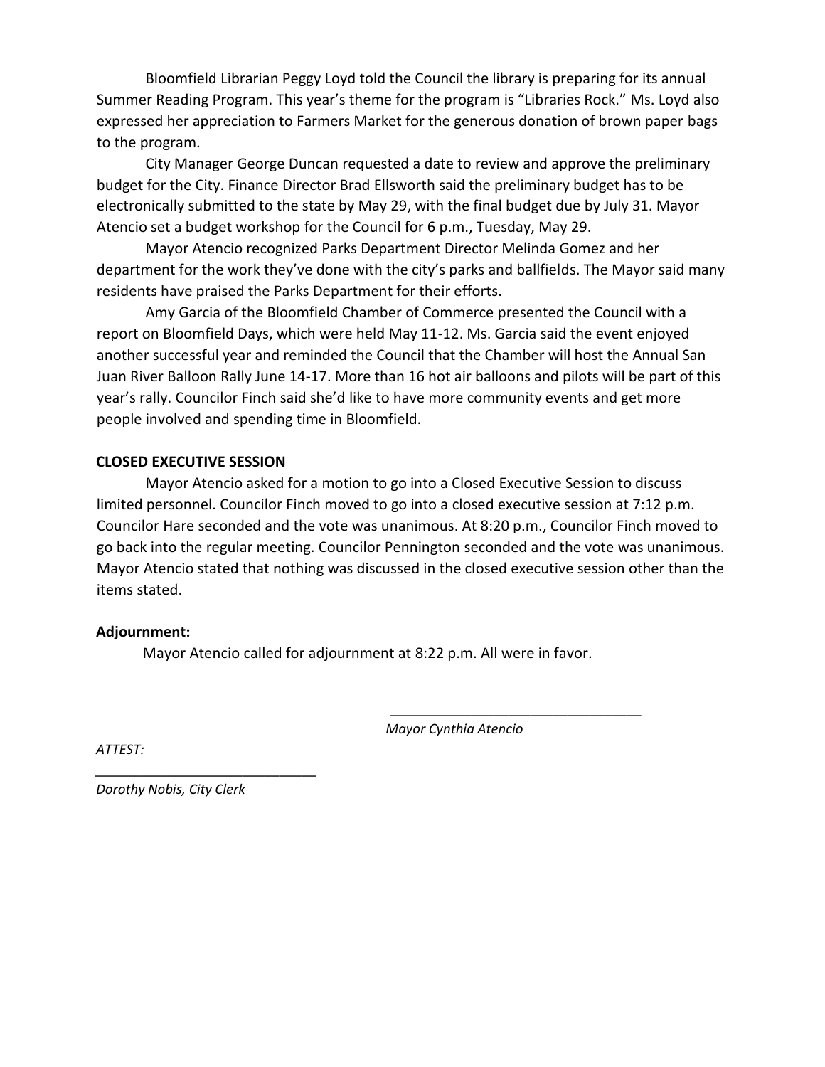Bloomfield Librarian Peggy Loyd told the Council the library is preparing for its annual Summer Reading Program. This year's theme for the program is "Libraries Rock." Ms. Loyd also expressed her appreciation to Farmers Market for the generous donation of brown paper bags to the program.

City Manager George Duncan requested a date to review and approve the preliminary budget for the City. Finance Director Brad Ellsworth said the preliminary budget has to be electronically submitted to the state by May 29, with the final budget due by July 31. Mayor Atencio set a budget workshop for the Council for 6 p.m., Tuesday, May 29.

Mayor Atencio recognized Parks Department Director Melinda Gomez and her department for the work they've done with the city's parks and ballfields. The Mayor said many residents have praised the Parks Department for their efforts.

Amy Garcia of the Bloomfield Chamber of Commerce presented the Council with a report on Bloomfield Days, which were held May 11-12. Ms. Garcia said the event enjoyed another successful year and reminded the Council that the Chamber will host the Annual San Juan River Balloon Rally June 14-17. More than 16 hot air balloons and pilots will be part of this year's rally. Councilor Finch said she'd like to have more community events and get more people involved and spending time in Bloomfield.

**CLOSED EXECUTIVE SESSION**

Mayor Atencio asked for a motion to go into a Closed Executive Session to discuss limited personnel. Councilor Finch moved to go into a closed executive session at 7:12 p.m. Councilor Hare seconded and the vote was unanimous. At 8:20 p.m., Councilor Finch moved to go back into the regular meeting. Councilor Pennington seconded and the vote was unanimous. Mayor Atencio stated that nothing was discussed in the closed executive session other than the items stated.

**Adjournment:**

Mayor Atencio called for adjournment at 8:22 p.m. All were in favor.

\_\_\_\_\_\_\_\_\_\_\_\_\_\_\_\_\_\_\_\_\_\_\_\_\_\_\_\_\_\_\_\_\_\_

*Mayor Cynthia Atencio*

*ATTEST:*

\_\_\_\_\_\_\_\_\_\_\_\_\_\_\_\_\_\_\_\_\_\_\_\_\_\_\_\_\_\_

*Dorothy Nobis, City Clerk*